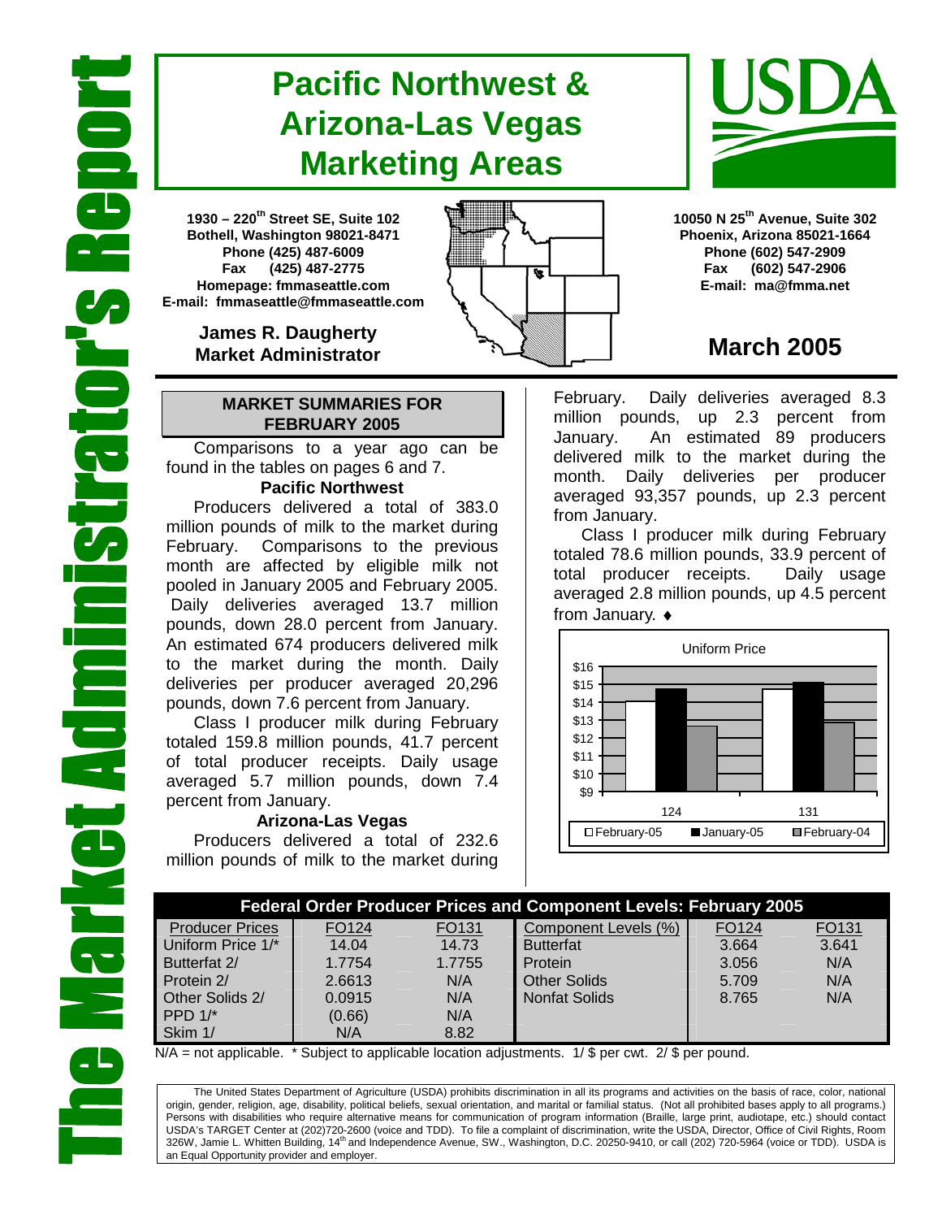# The Market Administrator's Report

# Pacific Northwest & Arizona-Las Vegas Marketing Areas

**1930 – 220th Street SE, Suite 102**
**Bothell, Washington 98021-8471**
**Phone (425) 487-6009**
**Fax (425) 487-2775**
**Homepage: fmmaseattle.com**
**E-mail: fmmaseattle@fmmaseattle.com**

**James R. Daugherty**
**Market Administrator**

**10050 N 25th Avenue, Suite 302**
**Phoenix, Arizona 85021-1664**
**Phone (602) 547-2909**
**Fax (602) 547-2906**
**E-mail: ma@fmma.net**

## March 2005

### MARKET SUMMARIES FOR FEBRUARY 2005

Comparisons to a year ago can be found in the tables on pages 6 and 7.

**Pacific Northwest**

Producers delivered a total of 383.0 million pounds of milk to the market during February. Comparisons to the previous month are affected by eligible milk not pooled in January 2005 and February 2005. Daily deliveries averaged 13.7 million pounds, down 28.0 percent from January. An estimated 674 producers delivered milk to the market during the month. Daily deliveries per producer averaged 20,296 pounds, down 7.6 percent from January.

Class I producer milk during February totaled 159.8 million pounds, 41.7 percent of total producer receipts. Daily usage averaged 5.7 million pounds, down 7.4 percent from January.

**Arizona-Las Vegas**

Producers delivered a total of 232.6 million pounds of milk to the market during February. Daily deliveries averaged 8.3 million pounds, up 2.3 percent from January. An estimated 89 producers delivered milk to the market during the month. Daily deliveries per producer averaged 93,357 pounds, up 2.3 percent from January.

Class I producer milk during February totaled 78.6 million pounds, 33.9 percent of total producer receipts. Daily usage averaged 2.8 million pounds, up 4.5 percent from January. ♦

Uniform Price

| | February-05 | January-05 | February-04 |
|---|---|---|---|
| 124 | | | |
| 131 | | | |

| Federal Order Producer Prices and Component Levels: February 2005 | | | | | |
|---|---|---|---|---|---|
| Producer Prices | FO124 | FO131 | Component Levels (%) | FO124 | FO131 |
| Uniform Price 1/* | 14.04 | 14.73 | Butterfat | 3.664 | 3.641 |
| Butterfat 2/ | 1.7754 | 1.7755 | Protein | 3.056 | N/A |
| Protein 2/ | 2.6613 | N/A | Other Solids | 5.709 | N/A |
| Other Solids 2/ | 0.0915 | N/A | Nonfat Solids | 8.765 | N/A |
| PPD 1/* | (0.66) | N/A | | | |
| Skim 1/ | N/A | 8.82 | | | |

N/A = not applicable. * Subject to applicable location adjustments. 1/ $ per cwt. 2/ $ per pound.

The United States Department of Agriculture (USDA) prohibits discrimination in all its programs and activities on the basis of race, color, national origin, gender, religion, age, disability, political beliefs, sexual orientation, and marital or familial status. (Not all prohibited bases apply to all programs.) Persons with disabilities who require alternative means for communication of program information (Braille, large print, audiotape, etc.) should contact USDA's TARGET Center at (202)720-2600 (voice and TDD). To file a complaint of discrimination, write the USDA, Director, Office of Civil Rights, Room 326W, Jamie L. Whitten Building, 14th and Independence Avenue, SW., Washington, D.C. 20250-9410, or call (202) 720-5964 (voice or TDD). USDA is an Equal Opportunity provider and employer.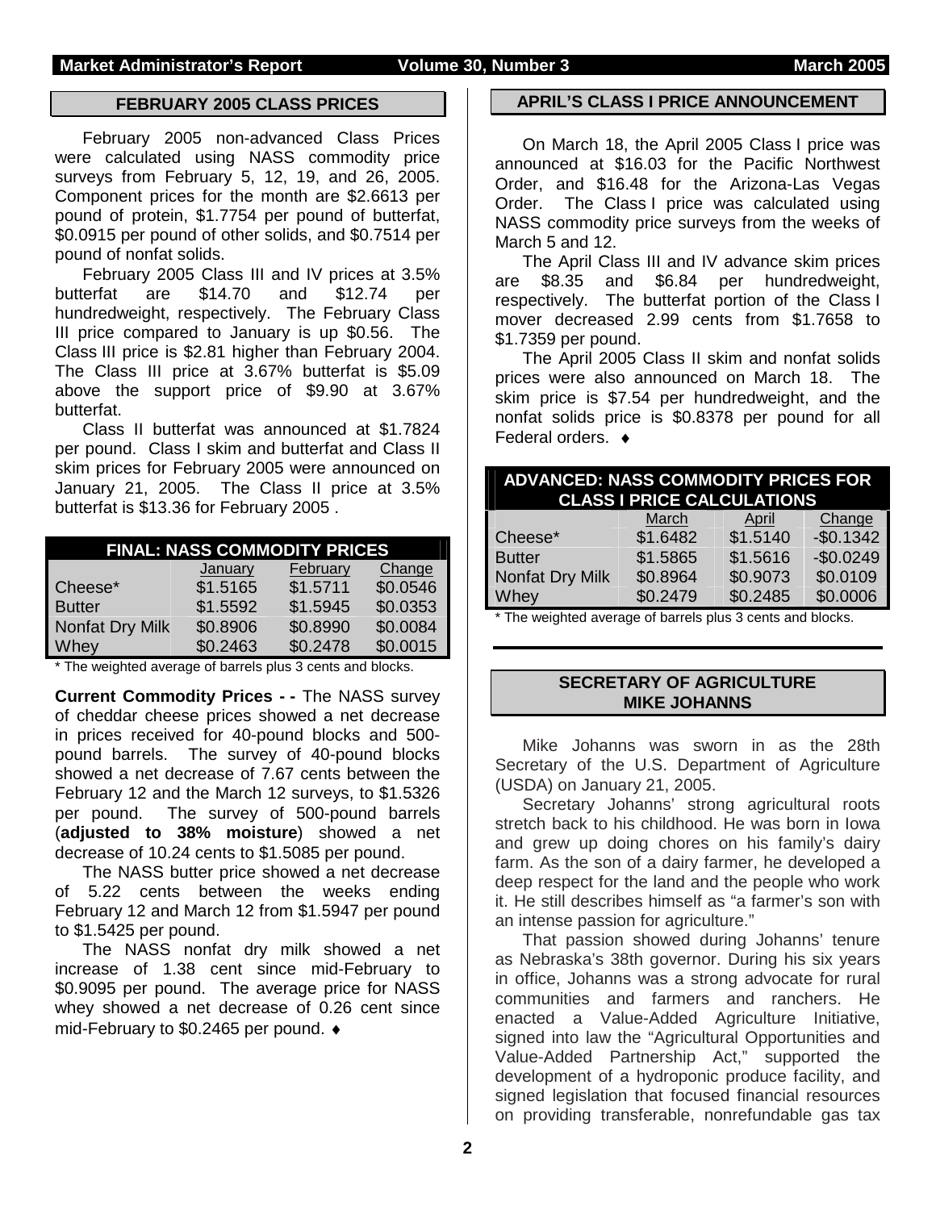## FEBRUARY 2005 CLASS PRICES

February 2005 non-advanced Class Prices were calculated using NASS commodity price surveys from February 5, 12, 19, and 26, 2005. Component prices for the month are $2.6613 per pound of protein, $1.7754 per pound of butterfat, $0.0915 per pound of other solids, and $0.7514 per pound of nonfat solids.

February 2005 Class III and IV prices at 3.5% butterfat are $14.70 and $12.74 per hundredweight, respectively. The February Class III price compared to January is up $0.56. The Class III price is $2.81 higher than February 2004. The Class III price at 3.67% butterfat is $5.09 above the support price of $9.90 at 3.67% butterfat.

Class II butterfat was announced at $1.7824 per pound. Class I skim and butterfat and Class II skim prices for February 2005 were announced on January 21, 2005. The Class II price at 3.5% butterfat is $13.36 for February 2005 .

| FINAL: NASS COMMODITY PRICES | | | |
|---|---|---|---|
| | January | February | Change |
| Cheese* | $1.5165 | $1.5711 | $0.0546 |
| Butter | $1.5592 | $1.5945 | $0.0353 |
| Nonfat Dry Milk | $0.8906 | $0.8990 | $0.0084 |
| Whey | $0.2463 | $0.2478 | $0.0015 |

* The weighted average of barrels plus 3 cents and blocks.

**Current Commodity Prices - -** The NASS survey of cheddar cheese prices showed a net decrease in prices received for 40-pound blocks and 500-pound barrels. The survey of 40-pound blocks showed a net decrease of 7.67 cents between the February 12 and the March 12 surveys, to $1.5326 per pound. The survey of 500-pound barrels (**adjusted to 38% moisture**) showed a net decrease of 10.24 cents to $1.5085 per pound.

The NASS butter price showed a net decrease of 5.22 cents between the weeks ending February 12 and March 12 from $1.5947 per pound to $1.5425 per pound.

The NASS nonfat dry milk showed a net increase of 1.38 cent since mid-February to $0.9095 per pound. The average price for NASS whey showed a net decrease of 0.26 cent since mid-February to $0.2465 per pound. ♦

## APRIL'S CLASS I PRICE ANNOUNCEMENT

On March 18, the April 2005 Class I price was announced at $16.03 for the Pacific Northwest Order, and $16.48 for the Arizona-Las Vegas Order. The Class I price was calculated using NASS commodity price surveys from the weeks of March 5 and 12.

The April Class III and IV advance skim prices are $8.35 and $6.84 per hundredweight, respectively. The butterfat portion of the Class I mover decreased 2.99 cents from $1.7658 to $1.7359 per pound.

The April 2005 Class II skim and nonfat solids prices were also announced on March 18. The skim price is $7.54 per hundredweight, and the nonfat solids price is $0.8378 per pound for all Federal orders. ♦

| ADVANCED: NASS COMMODITY PRICES FOR CLASS I PRICE CALCULATIONS | | | |
|---|---|---|---|
| | March | April | Change |
| Cheese* | $1.6482 | $1.5140 | -$0.1342 |
| Butter | $1.5865 | $1.5616 | -$0.0249 |
| Nonfat Dry Milk | $0.8964 | $0.9073 | $0.0109 |
| Whey | $0.2479 | $0.2485 | $0.0006 |

* The weighted average of barrels plus 3 cents and blocks.

## SECRETARY OF AGRICULTURE MIKE JOHANNS

Mike Johanns was sworn in as the 28th Secretary of the U.S. Department of Agriculture (USDA) on January 21, 2005.

Secretary Johanns' strong agricultural roots stretch back to his childhood. He was born in Iowa and grew up doing chores on his family's dairy farm. As the son of a dairy farmer, he developed a deep respect for the land and the people who work it. He still describes himself as "a farmer's son with an intense passion for agriculture."

That passion showed during Johanns' tenure as Nebraska's 38th governor. During his six years in office, Johanns was a strong advocate for rural communities and farmers and ranchers. He enacted a Value-Added Agriculture Initiative, signed into law the "Agricultural Opportunities and Value-Added Partnership Act," supported the development of a hydroponic produce facility, and signed legislation that focused financial resources on providing transferable, nonrefundable gas tax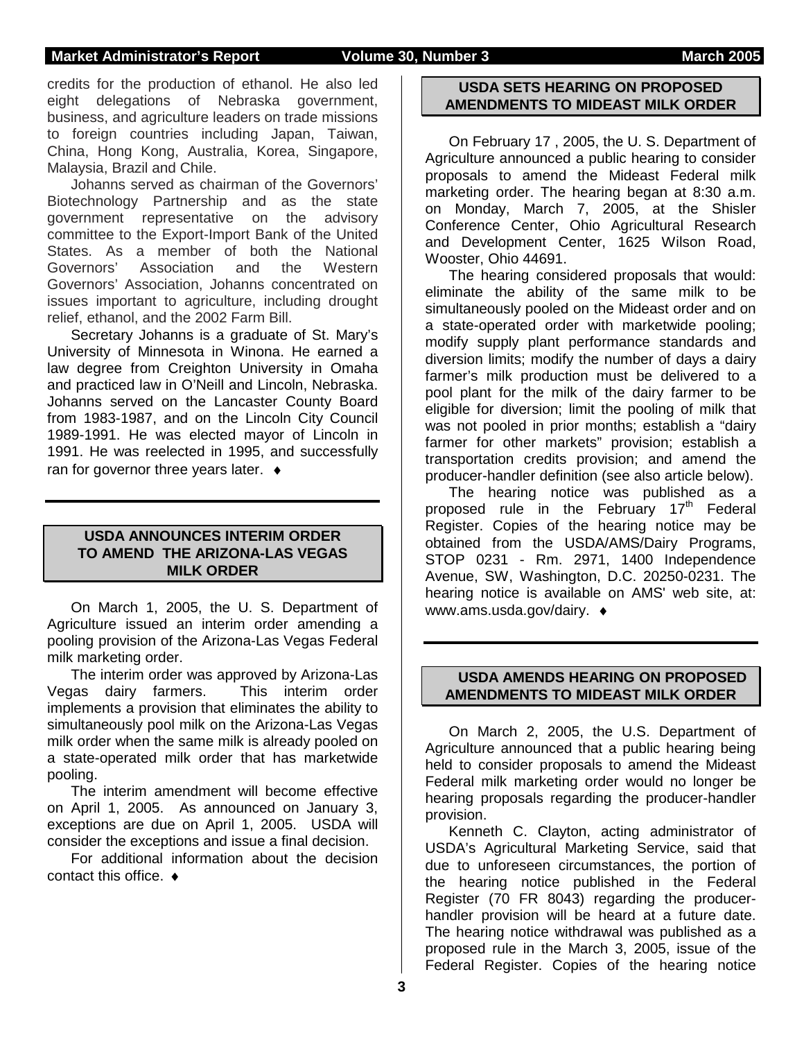credits for the production of ethanol. He also led eight delegations of Nebraska government, business, and agriculture leaders on trade missions to foreign countries including Japan, Taiwan, China, Hong Kong, Australia, Korea, Singapore, Malaysia, Brazil and Chile.

Johanns served as chairman of the Governors' Biotechnology Partnership and as the state government representative on the advisory committee to the Export-Import Bank of the United States. As a member of both the National Governors' Association and the Western Governors' Association, Johanns concentrated on issues important to agriculture, including drought relief, ethanol, and the 2002 Farm Bill.

Secretary Johanns is a graduate of St. Mary's University of Minnesota in Winona. He earned a law degree from Creighton University in Omaha and practiced law in O'Neill and Lincoln, Nebraska. Johanns served on the Lancaster County Board from 1983-1987, and on the Lincoln City Council 1989-1991. He was elected mayor of Lincoln in 1991. He was reelected in 1995, and successfully ran for governor three years later. ♦

## USDA ANNOUNCES INTERIM ORDER TO AMEND THE ARIZONA-LAS VEGAS MILK ORDER

On March 1, 2005, the U. S. Department of Agriculture issued an interim order amending a pooling provision of the Arizona-Las Vegas Federal milk marketing order.

The interim order was approved by Arizona-Las Vegas dairy farmers. This interim order implements a provision that eliminates the ability to simultaneously pool milk on the Arizona-Las Vegas milk order when the same milk is already pooled on a state-operated milk order that has marketwide pooling.

The interim amendment will become effective on April 1, 2005. As announced on January 3, exceptions are due on April 1, 2005. USDA will consider the exceptions and issue a final decision.

For additional information about the decision contact this office. ♦

## USDA SETS HEARING ON PROPOSED AMENDMENTS TO MIDEAST MILK ORDER

On February 17 , 2005, the U. S. Department of Agriculture announced a public hearing to consider proposals to amend the Mideast Federal milk marketing order. The hearing began at 8:30 a.m. on Monday, March 7, 2005, at the Shisler Conference Center, Ohio Agricultural Research and Development Center, 1625 Wilson Road, Wooster, Ohio 44691.

The hearing considered proposals that would: eliminate the ability of the same milk to be simultaneously pooled on the Mideast order and on a state-operated order with marketwide pooling; modify supply plant performance standards and diversion limits; modify the number of days a dairy farmer's milk production must be delivered to a pool plant for the milk of the dairy farmer to be eligible for diversion; limit the pooling of milk that was not pooled in prior months; establish a "dairy farmer for other markets" provision; establish a transportation credits provision; and amend the producer-handler definition (see also article below).

The hearing notice was published as a proposed rule in the February 17th Federal Register. Copies of the hearing notice may be obtained from the USDA/AMS/Dairy Programs, STOP 0231 - Rm. 2971, 1400 Independence Avenue, SW, Washington, D.C. 20250-0231. The hearing notice is available on AMS' web site, at: www.ams.usda.gov/dairy. ♦

## USDA AMENDS HEARING ON PROPOSED AMENDMENTS TO MIDEAST MILK ORDER

On March 2, 2005, the U.S. Department of Agriculture announced that a public hearing being held to consider proposals to amend the Mideast Federal milk marketing order would no longer be hearing proposals regarding the producer-handler provision.

Kenneth C. Clayton, acting administrator of USDA's Agricultural Marketing Service, said that due to unforeseen circumstances, the portion of the hearing notice published in the Federal Register (70 FR 8043) regarding the producer-handler provision will be heard at a future date. The hearing notice withdrawal was published as a proposed rule in the March 3, 2005, issue of the Federal Register. Copies of the hearing notice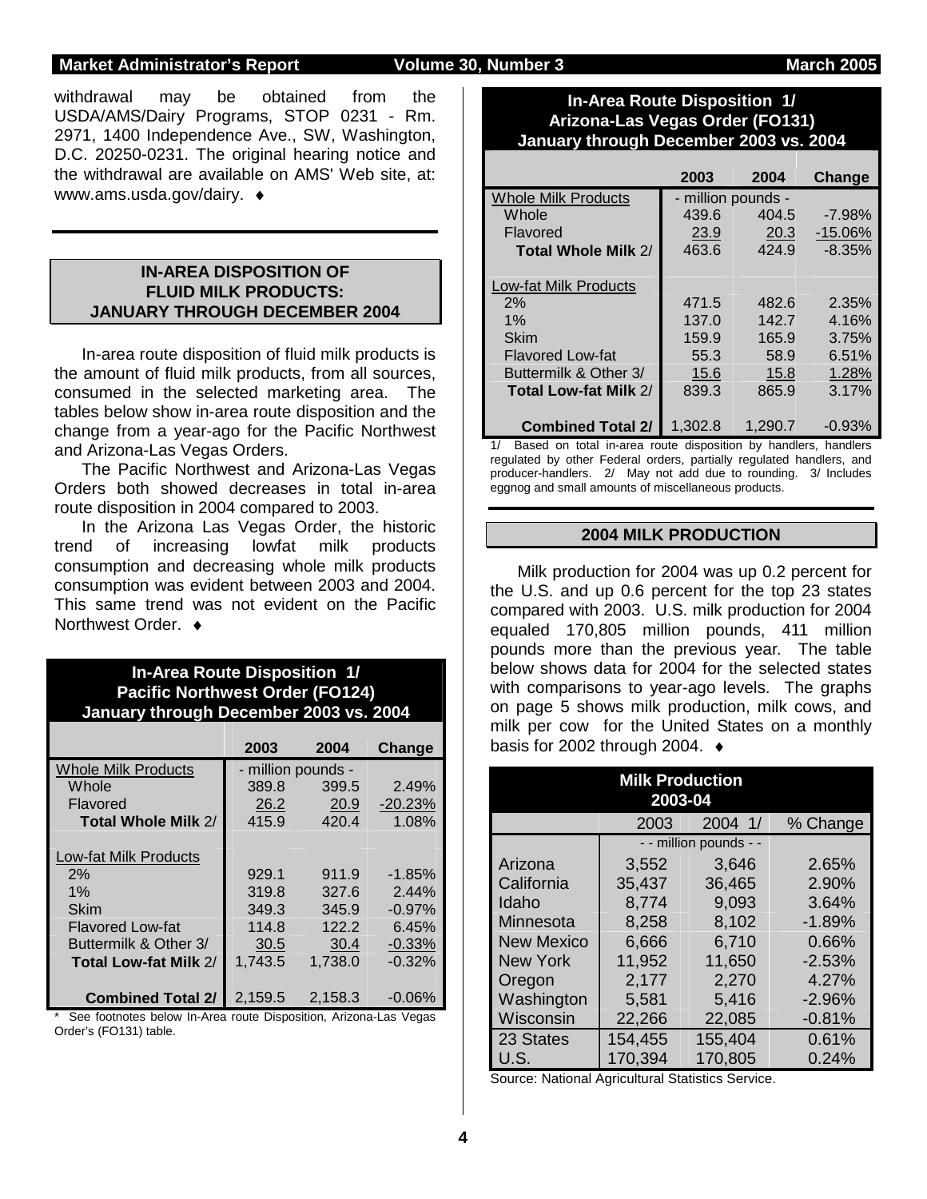withdrawal may be obtained from the USDA/AMS/Dairy Programs, STOP 0231 - Rm. 2971, 1400 Independence Ave., SW, Washington, D.C. 20250-0231. The original hearing notice and the withdrawal are available on AMS' Web site, at: www.ams.usda.gov/dairy. ♦

## IN-AREA DISPOSITION OF FLUID MILK PRODUCTS: JANUARY THROUGH DECEMBER 2004

In-area route disposition of fluid milk products is the amount of fluid milk products, from all sources, consumed in the selected marketing area. The tables below show in-area route disposition and the change from a year-ago for the Pacific Northwest and Arizona-Las Vegas Orders.

The Pacific Northwest and Arizona-Las Vegas Orders both showed decreases in total in-area route disposition in 2004 compared to 2003.

In the Arizona Las Vegas Order, the historic trend of increasing lowfat milk products consumption and decreasing whole milk products consumption was evident between 2003 and 2004. This same trend was not evident on the Pacific Northwest Order. ♦

**In-Area Route Disposition 1/**
**Pacific Northwest Order (FO124)**
**January through December 2003 vs. 2004**

| | 2003 | 2004 | Change |
|---|---|---|---|
| Whole Milk Products | - million pounds - | | |
| Whole | 389.8 | 399.5 | 2.49% |
| Flavored | 26.2 | 20.9 | -20.23% |
| **Total Whole Milk** 2/ | 415.9 | 420.4 | 1.08% |
| | | | |
| Low-fat Milk Products | | | |
| 2% | 929.1 | 911.9 | -1.85% |
| 1% | 319.8 | 327.6 | 2.44% |
| Skim | 349.3 | 345.9 | -0.97% |
| Flavored Low-fat | 114.8 | 122.2 | 6.45% |
| Buttermilk & Other 3/ | 30.5 | 30.4 | -0.33% |
| **Total Low-fat Milk** 2/ | 1,743.5 | 1,738.0 | -0.32% |
| | | | |
| **Combined Total 2/** | 2,159.5 | 2,158.3 | -0.06% |

\* See footnotes below In-Area route Disposition, Arizona-Las Vegas Order's (FO131) table.

**In-Area Route Disposition 1/**
**Arizona-Las Vegas Order (FO131)**
**January through December 2003 vs. 2004**

| | 2003 | 2004 | Change |
|---|---|---|---|
| Whole Milk Products | - million pounds - | | |
| Whole | 439.6 | 404.5 | -7.98% |
| Flavored | 23.9 | 20.3 | -15.06% |
| **Total Whole Milk** 2/ | 463.6 | 424.9 | -8.35% |
| | | | |
| Low-fat Milk Products | | | |
| 2% | 471.5 | 482.6 | 2.35% |
| 1% | 137.0 | 142.7 | 4.16% |
| Skim | 159.9 | 165.9 | 3.75% |
| Flavored Low-fat | 55.3 | 58.9 | 6.51% |
| Buttermilk & Other 3/ | 15.6 | 15.8 | 1.28% |
| **Total Low-fat Milk** 2/ | 839.3 | 865.9 | 3.17% |
| | | | |
| **Combined Total 2/** | 1,302.8 | 1,290.7 | -0.93% |

1/ Based on total in-area route disposition by handlers, handlers regulated by other Federal orders, partially regulated handlers, and producer-handlers. 2/ May not add due to rounding. 3/ Includes eggnog and small amounts of miscellaneous products.

## 2004 MILK PRODUCTION

Milk production for 2004 was up 0.2 percent for the U.S. and up 0.6 percent for the top 23 states compared with 2003. U.S. milk production for 2004 equaled 170,805 million pounds, 411 million pounds more than the previous year. The table below shows data for 2004 for the selected states with comparisons to year-ago levels. The graphs on page 5 shows milk production, milk cows, and milk per cow for the United States on a monthly basis for 2002 through 2004. ♦

**Milk Production**
**2003-04**

| | 2003 | 2004 1/ | % Change |
|---|---|---|---|
| | - - million pounds - - | | |
| Arizona | 3,552 | 3,646 | 2.65% |
| California | 35,437 | 36,465 | 2.90% |
| Idaho | 8,774 | 9,093 | 3.64% |
| Minnesota | 8,258 | 8,102 | -1.89% |
| New Mexico | 6,666 | 6,710 | 0.66% |
| New York | 11,952 | 11,650 | -2.53% |
| Oregon | 2,177 | 2,270 | 4.27% |
| Washington | 5,581 | 5,416 | -2.96% |
| Wisconsin | 22,266 | 22,085 | -0.81% |
| 23 States | 154,455 | 155,404 | 0.61% |
| U.S. | 170,394 | 170,805 | 0.24% |

Source: National Agricultural Statistics Service.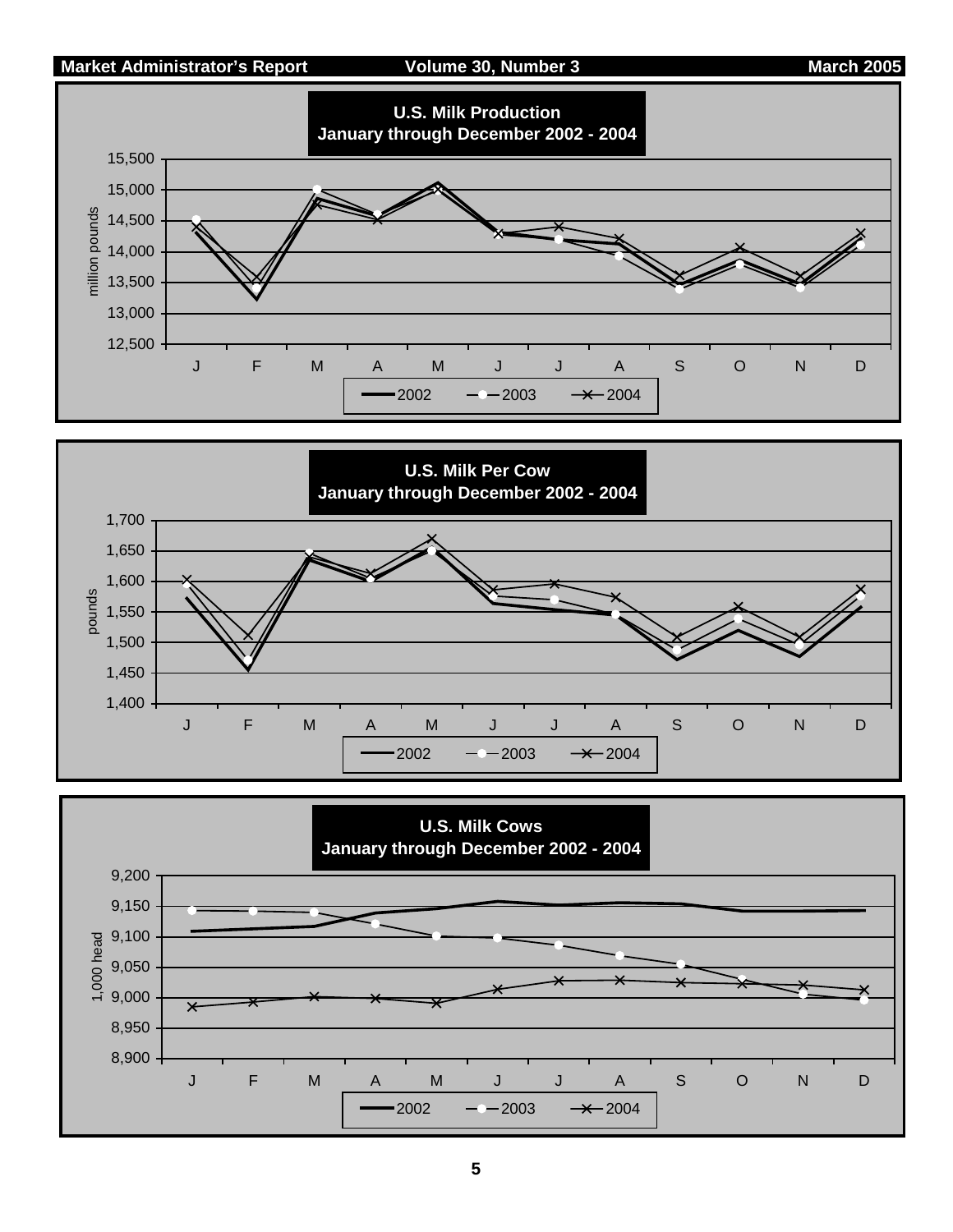## U.S. Milk Production
### January through December 2002 - 2004

million pounds

15,500
15,000
14,500
14,000
13,500
13,000
12,500

J F M A M J J A S O N D

2002 2003 2004

## U.S. Milk Per Cow
### January through December 2002 - 2004

pounds

1,700
1,650
1,600
1,550
1,500
1,450
1,400

J F M A M J J A S O N D

2002 2003 2004

## U.S. Milk Cows
### January through December 2002 - 2004

1,000 head

9,200
9,150
9,100
9,050
9,000
8,950
8,900

J F M A M J J A S O N D

2002 2003 2004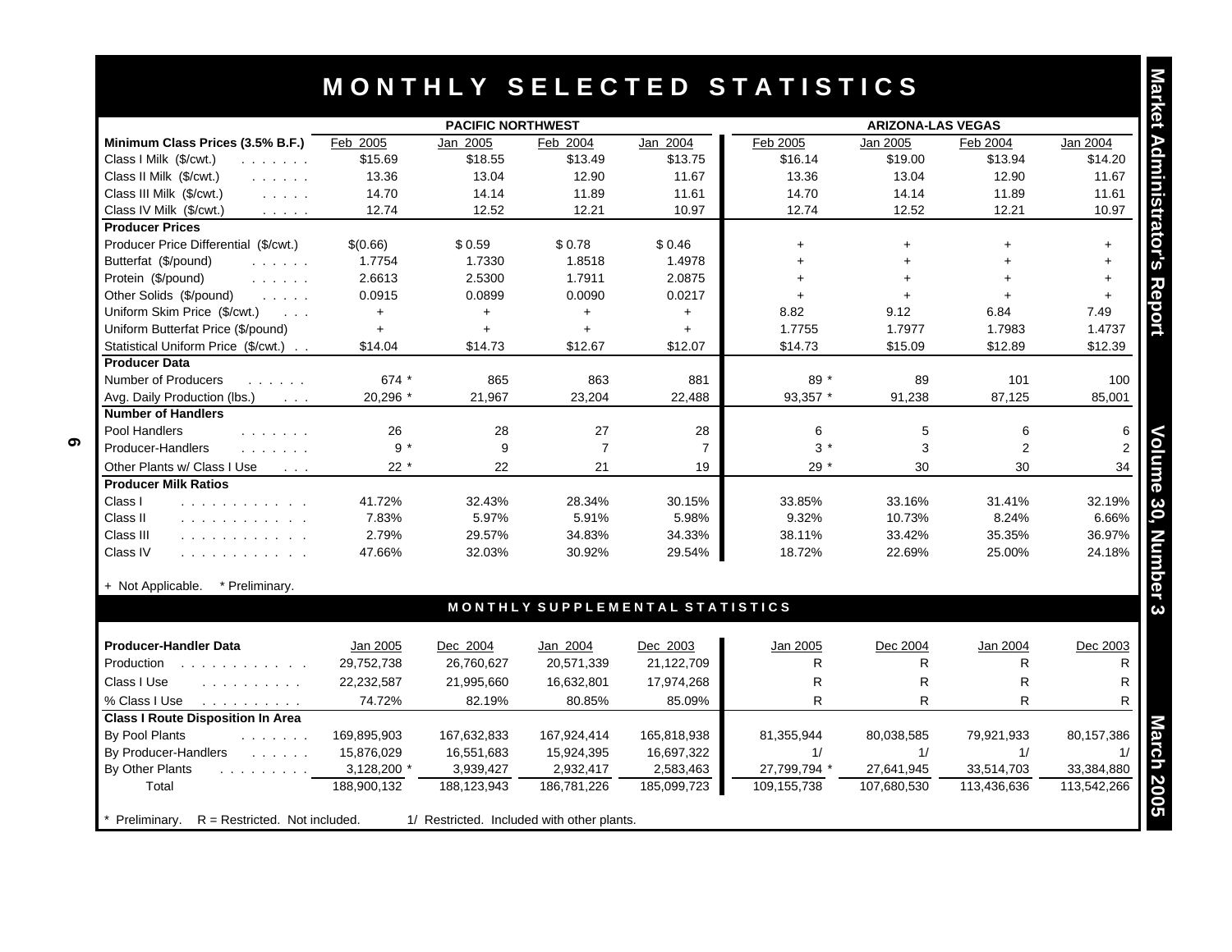# MONTHLY SELECTED STATISTICS

| | PACIFIC NORTHWEST | | | | ARIZONA-LAS VEGAS | | | |
|---|---|---|---|---|---|---|---|---|
| **Minimum Class Prices (3.5% B.F.)** | Feb 2005 | Jan 2005 | Feb 2004 | Jan 2004 | Feb 2005 | Jan 2005 | Feb 2004 | Jan 2004 |
| Class I Milk ($/cwt.) | $15.69 | $18.55 | $13.49 | $13.75 | $16.14 | $19.00 | $13.94 | $14.20 |
| Class II Milk ($/cwt.) | 13.36 | 13.04 | 12.90 | 11.67 | 13.36 | 13.04 | 12.90 | 11.67 |
| Class III Milk ($/cwt.) | 14.70 | 14.14 | 11.89 | 11.61 | 14.70 | 14.14 | 11.89 | 11.61 |
| Class IV Milk ($/cwt.) | 12.74 | 12.52 | 12.21 | 10.97 | 12.74 | 12.52 | 12.21 | 10.97 |
| **Producer Prices** | | | | | | | | |
| Producer Price Differential ($/cwt.) | $(0.66) | $0.59 | $0.78 | $0.46 | + | + | + | + |
| Butterfat ($/pound) | 1.7754 | 1.7330 | 1.8518 | 1.4978 | + | + | + | + |
| Protein ($/pound) | 2.6613 | 2.5300 | 1.7911 | 2.0875 | + | + | + | + |
| Other Solids ($/pound) | 0.0915 | 0.0899 | 0.0090 | 0.0217 | + | + | + | + |
| Uniform Skim Price ($/cwt.) | + | + | + | + | 8.82 | 9.12 | 6.84 | 7.49 |
| Uniform Butterfat Price ($/pound) | + | + | + | + | 1.7755 | 1.7977 | 1.7983 | 1.4737 |
| Statistical Uniform Price ($/cwt.) | $14.04 | $14.73 | $12.67 | $12.07 | $14.73 | $15.09 | $12.89 | $12.39 |
| **Producer Data** | | | | | | | | |
| Number of Producers | 674 * | 865 | 863 | 881 | 89 * | 89 | 101 | 100 |
| Avg. Daily Production (lbs.) | 20,296 * | 21,967 | 23,204 | 22,488 | 93,357 * | 91,238 | 87,125 | 85,001 |
| **Number of Handlers** | | | | | | | | |
| Pool Handlers | 26 | 28 | 27 | 28 | 6 | 5 | 6 | 6 |
| Producer-Handlers | 9 * | 9 | 7 | 7 | 3 * | 3 | 2 | 2 |
| Other Plants w/ Class I Use | 22 * | 22 | 21 | 19 | 29 * | 30 | 30 | 34 |
| **Producer Milk Ratios** | | | | | | | | |
| Class I | 41.72% | 32.43% | 28.34% | 30.15% | 33.85% | 33.16% | 31.41% | 32.19% |
| Class II | 7.83% | 5.97% | 5.91% | 5.98% | 9.32% | 10.73% | 8.24% | 6.66% |
| Class III | 2.79% | 29.57% | 34.83% | 34.33% | 38.11% | 33.42% | 35.35% | 36.97% |
| Class IV | 47.66% | 32.03% | 30.92% | 29.54% | 18.72% | 22.69% | 25.00% | 24.18% |

\+ Not Applicable. * Preliminary.

## MONTHLY SUPPLEMENTAL STATISTICS

| **Producer-Handler Data** | Jan 2005 | Dec 2004 | Jan 2004 | Dec 2003 | Jan 2005 | Dec 2004 | Jan 2004 | Dec 2003 |
|---|---|---|---|---|---|---|---|---|
| Production | 29,752,738 | 26,760,627 | 20,571,339 | 21,122,709 | R | R | R | R |
| Class I Use | 22,232,587 | 21,995,660 | 16,632,801 | 17,974,268 | R | R | R | R |
| % Class I Use | 74.72% | 82.19% | 80.85% | 85.09% | R | R | R | R |
| **Class I Route Disposition In Area** | | | | | | | | |
| By Pool Plants | 169,895,903 | 167,632,833 | 167,924,414 | 165,818,938 | 81,355,944 | 80,038,585 | 79,921,933 | 80,157,386 |
| By Producer-Handlers | 15,876,029 | 16,551,683 | 15,924,395 | 16,697,322 | 1/ | 1/ | 1/ | 1/ |
| By Other Plants | 3,128,200 * | 3,939,427 | 2,932,417 | 2,583,463 | 27,799,794 * | 27,641,945 | 33,514,703 | 33,384,880 |
| Total | 188,900,132 | 188,123,943 | 186,781,226 | 185,099,723 | 109,155,738 | 107,680,530 | 113,436,636 | 113,542,266 |

\* Preliminary. R = Restricted. Not included. 1/ Restricted. Included with other plants.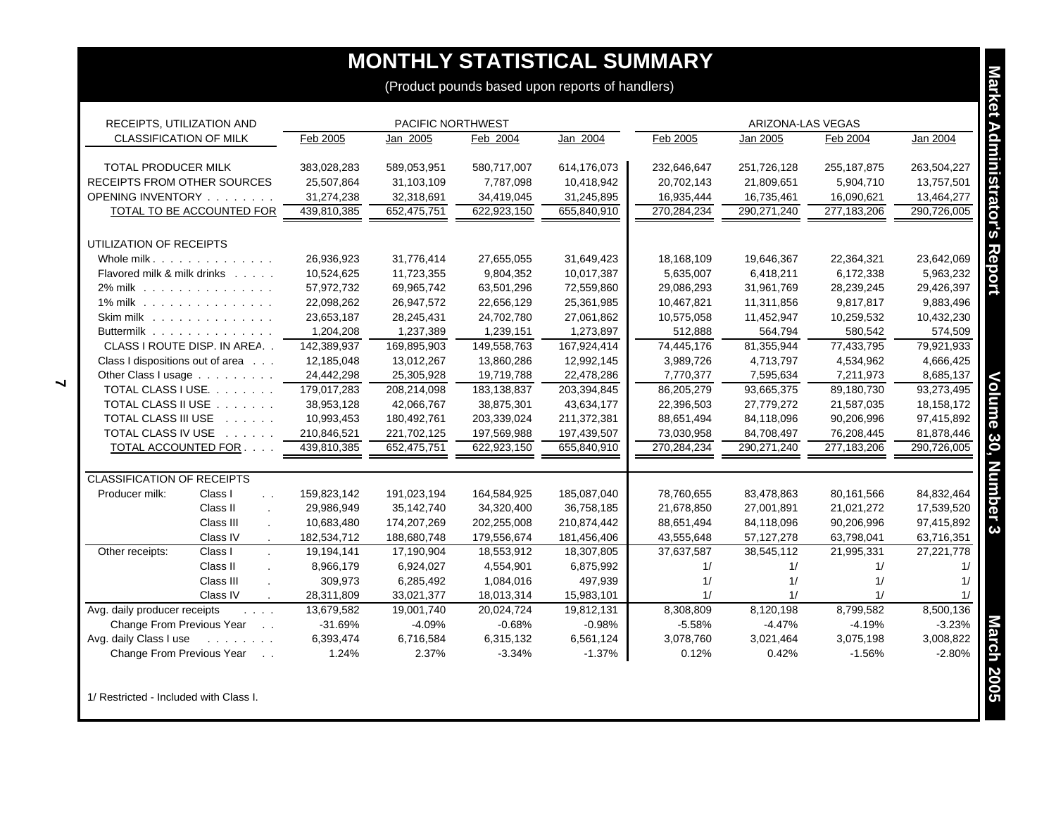# MONTHLY STATISTICAL SUMMARY

(Product pounds based upon reports of handlers)

| RECEIPTS, UTILIZATION AND CLASSIFICATION OF MILK | | PACIFIC NORTHWEST | | | | ARIZONA-LAS VEGAS | | | |
|---|---|---|---|---|---|---|---|---|---|
| | | Feb 2005 | Jan 2005 | Feb 2004 | Jan 2004 | Feb 2005 | Jan 2005 | Feb 2004 | Jan 2004 |
| TOTAL PRODUCER MILK | | 383,028,283 | 589,053,951 | 580,717,007 | 614,176,073 | 232,646,647 | 251,726,128 | 255,187,875 | 263,504,227 |
| RECEIPTS FROM OTHER SOURCES | | 25,507,864 | 31,103,109 | 7,787,098 | 10,418,942 | 20,702,143 | 21,809,651 | 5,904,710 | 13,757,501 |
| OPENING INVENTORY | | 31,274,238 | 32,318,691 | 34,419,045 | 31,245,895 | 16,935,444 | 16,735,461 | 16,090,621 | 13,464,277 |
| TOTAL TO BE ACCOUNTED FOR | | 439,810,385 | 652,475,751 | 622,923,150 | 655,840,910 | 270,284,234 | 290,271,240 | 277,183,206 | 290,726,005 |
| UTILIZATION OF RECEIPTS | | | | | | | | | |
| Whole milk | | 26,936,923 | 31,776,414 | 27,655,055 | 31,649,423 | 18,168,109 | 19,646,367 | 22,364,321 | 23,642,069 |
| Flavored milk & milk drinks | | 10,524,625 | 11,723,355 | 9,804,352 | 10,017,387 | 5,635,007 | 6,418,211 | 6,172,338 | 5,963,232 |
| 2% milk | | 57,972,732 | 69,965,742 | 63,501,296 | 72,559,860 | 29,086,293 | 31,961,769 | 28,239,245 | 29,426,397 |
| 1% milk | | 22,098,262 | 26,947,572 | 22,656,129 | 25,361,985 | 10,467,821 | 11,311,856 | 9,817,817 | 9,883,496 |
| Skim milk | | 23,653,187 | 28,245,431 | 24,702,780 | 27,061,862 | 10,575,058 | 11,452,947 | 10,259,532 | 10,432,230 |
| Buttermilk | | 1,204,208 | 1,237,389 | 1,239,151 | 1,273,897 | 512,888 | 564,794 | 580,542 | 574,509 |
| CLASS I ROUTE DISP. IN AREA | | 142,389,937 | 169,895,903 | 149,558,763 | 167,924,414 | 74,445,176 | 81,355,944 | 77,433,795 | 79,921,933 |
| Class I dispositions out of area | | 12,185,048 | 13,012,267 | 13,860,286 | 12,992,145 | 3,989,726 | 4,713,797 | 4,534,962 | 4,666,425 |
| Other Class I usage | | 24,442,298 | 25,305,928 | 19,719,788 | 22,478,286 | 7,770,377 | 7,595,634 | 7,211,973 | 8,685,137 |
| TOTAL CLASS I USE | | 179,017,283 | 208,214,098 | 183,138,837 | 203,394,845 | 86,205,279 | 93,665,375 | 89,180,730 | 93,273,495 |
| TOTAL CLASS II USE | | 38,953,128 | 42,066,767 | 38,875,301 | 43,634,177 | 22,396,503 | 27,779,272 | 21,587,035 | 18,158,172 |
| TOTAL CLASS III USE | | 10,993,453 | 180,492,761 | 203,339,024 | 211,372,381 | 88,651,494 | 84,118,096 | 90,206,996 | 97,415,892 |
| TOTAL CLASS IV USE | | 210,846,521 | 221,702,125 | 197,569,988 | 197,439,507 | 73,030,958 | 84,708,497 | 76,208,445 | 81,878,446 |
| TOTAL ACCOUNTED FOR | | 439,810,385 | 652,475,751 | 622,923,150 | 655,840,910 | 270,284,234 | 290,271,240 | 277,183,206 | 290,726,005 |
| CLASSIFICATION OF RECEIPTS | | | | | | | | | |
| Producer milk: | Class I | 159,823,142 | 191,023,194 | 164,584,925 | 185,087,040 | 78,760,655 | 83,478,863 | 80,161,566 | 84,832,464 |
| | Class II | 29,986,949 | 35,142,740 | 34,320,400 | 36,758,185 | 21,678,850 | 27,001,891 | 21,021,272 | 17,539,520 |
| | Class III | 10,683,480 | 174,207,269 | 202,255,008 | 210,874,442 | 88,651,494 | 84,118,096 | 90,206,996 | 97,415,892 |
| | Class IV | 182,534,712 | 188,680,748 | 179,556,674 | 181,456,406 | 43,555,648 | 57,127,278 | 63,798,041 | 63,716,351 |
| Other receipts: | Class I | 19,194,141 | 17,190,904 | 18,553,912 | 18,307,805 | 37,637,587 | 38,545,112 | 21,995,331 | 27,221,778 |
| | Class II | 8,966,179 | 6,924,027 | 4,554,901 | 6,875,992 | 1/ | 1/ | 1/ | 1/ |
| | Class III | 309,973 | 6,285,492 | 1,084,016 | 497,939 | 1/ | 1/ | 1/ | 1/ |
| | Class IV | 28,311,809 | 33,021,377 | 18,013,314 | 15,983,101 | 1/ | 1/ | 1/ | 1/ |
| Avg. daily producer receipts | | 13,679,582 | 19,001,740 | 20,024,724 | 19,812,131 | 8,308,809 | 8,120,198 | 8,799,582 | 8,500,136 |
| Change From Previous Year | | -31.69% | -4.09% | -0.68% | -0.98% | -5.58% | -4.47% | -4.19% | -3.23% |
| Avg. daily Class I use | | 6,393,474 | 6,716,584 | 6,315,132 | 6,561,124 | 3,078,760 | 3,021,464 | 3,075,198 | 3,008,822 |
| Change From Previous Year | | 1.24% | 2.37% | -3.34% | -1.37% | 0.12% | 0.42% | -1.56% | -2.80% |

1/ Restricted - Included with Class I.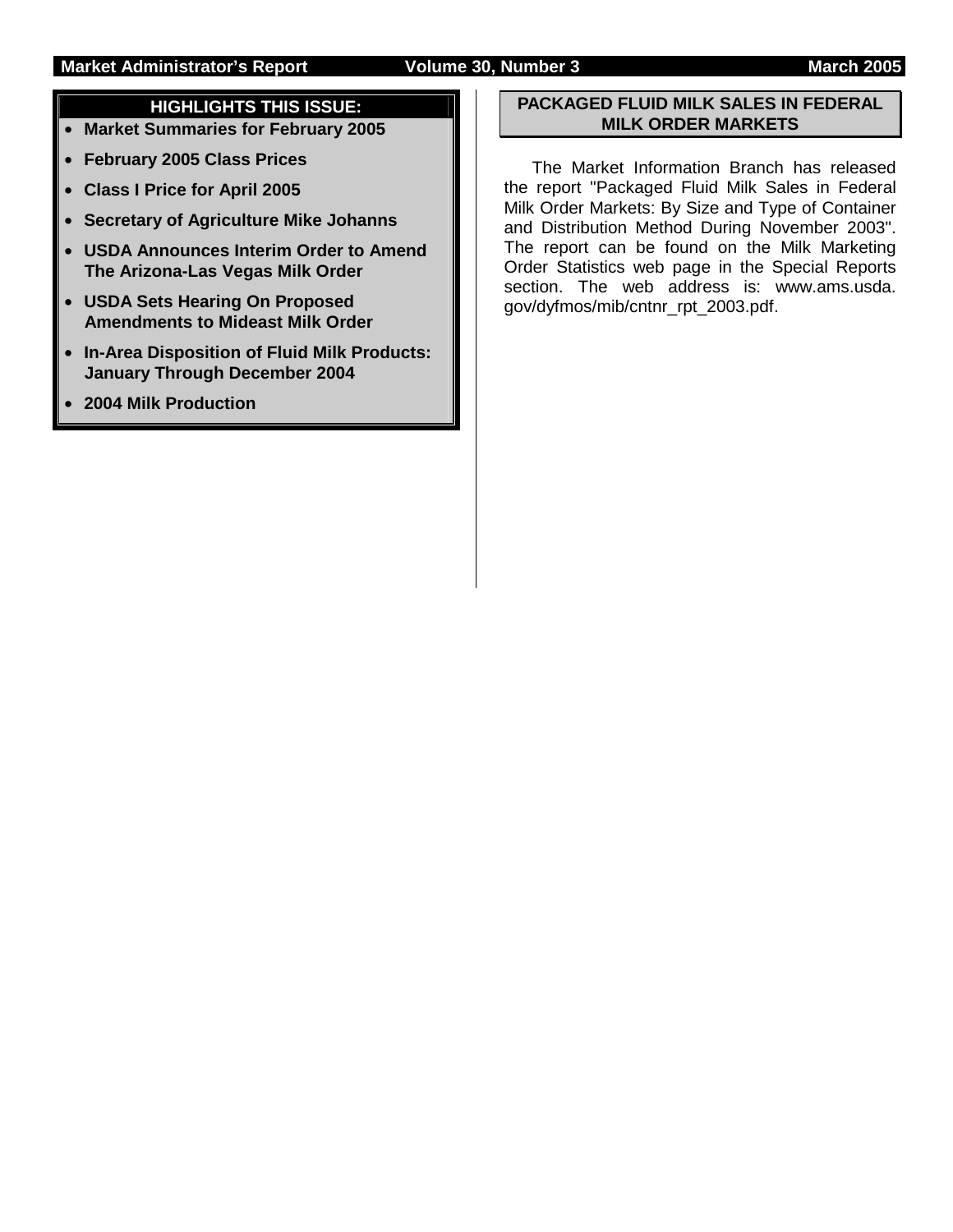## HIGHLIGHTS THIS ISSUE:

- **Market Summaries for February 2005**
- **February 2005 Class Prices**
- **Class I Price for April 2005**
- **Secretary of Agriculture Mike Johanns**
- **USDA Announces Interim Order to Amend The Arizona-Las Vegas Milk Order**
- **USDA Sets Hearing On Proposed Amendments to Mideast Milk Order**
- **In-Area Disposition of Fluid Milk Products: January Through December 2004**
- **2004 Milk Production**

## PACKAGED FLUID MILK SALES IN FEDERAL MILK ORDER MARKETS

The Market Information Branch has released the report "Packaged Fluid Milk Sales in Federal Milk Order Markets: By Size and Type of Container and Distribution Method During November 2003". The report can be found on the Milk Marketing Order Statistics web page in the Special Reports section. The web address is: www.ams.usda.gov/dyfmos/mib/cntnr_rpt_2003.pdf.